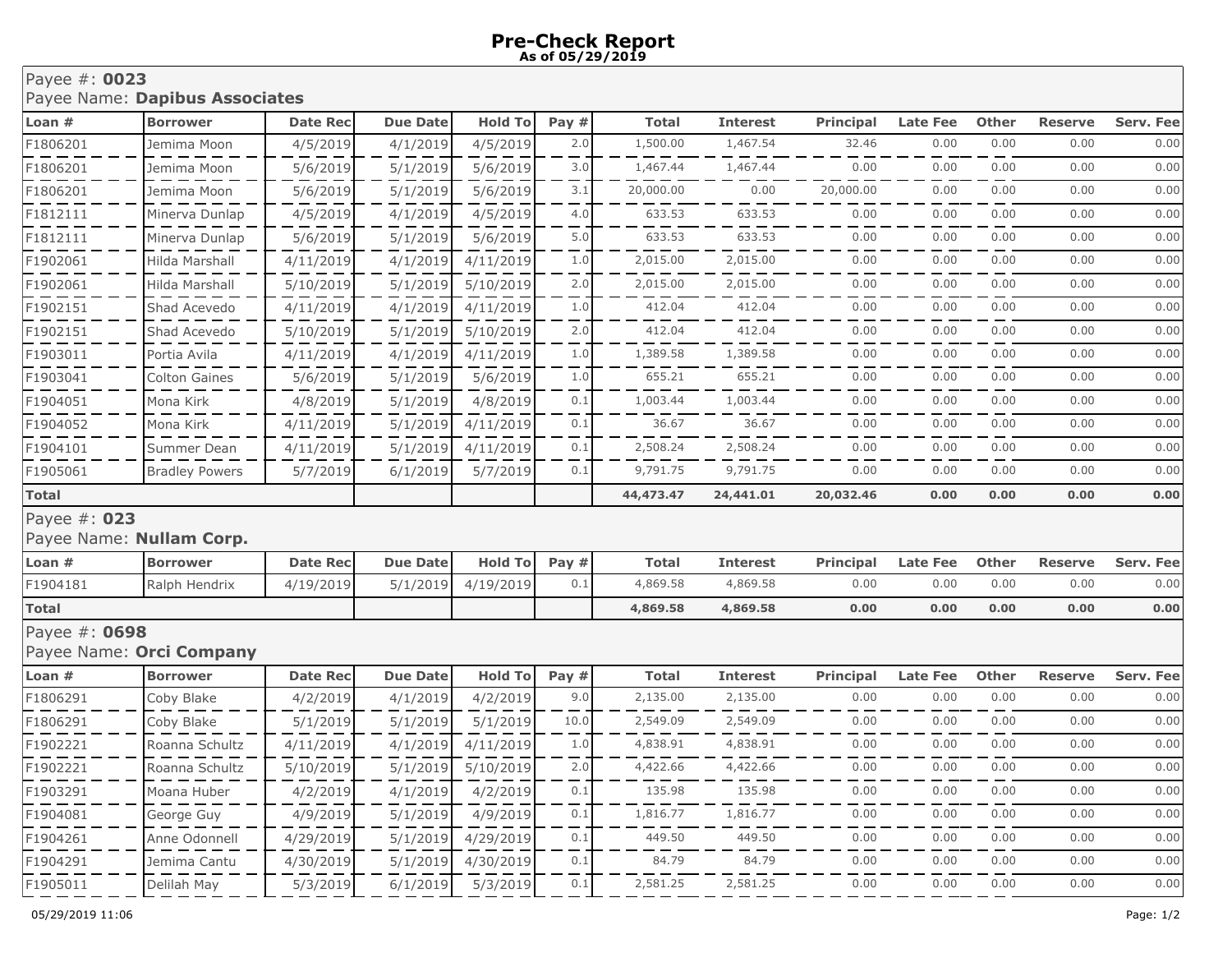# Pre-Check Report
**As of 05/29/2019**

Payee #: **0023**
Payee Name: **Dapibus Associates**

| Loan # | Borrower | Date Rec | Due Date | Hold To | Pay # | Total | Interest | Principal | Late Fee | Other | Reserve | Serv. Fee |
|---|---|---|---|---|---|---|---|---|---|---|---|---|
| F1806201 | Jemima Moon | 4/5/2019 | 4/1/2019 | 4/5/2019 | 2.0 | 1,500.00 | 1,467.54 | 32.46 | 0.00 | 0.00 | 0.00 | 0.00 |
| F1806201 | Jemima Moon | 5/6/2019 | 5/1/2019 | 5/6/2019 | 3.0 | 1,467.44 | 1,467.44 | 0.00 | 0.00 | 0.00 | 0.00 | 0.00 |
| F1806201 | Jemima Moon | 5/6/2019 | 5/1/2019 | 5/6/2019 | 3.1 | 20,000.00 | 0.00 | 20,000.00 | 0.00 | 0.00 | 0.00 | 0.00 |
| F1812111 | Minerva Dunlap | 4/5/2019 | 4/1/2019 | 4/5/2019 | 4.0 | 633.53 | 633.53 | 0.00 | 0.00 | 0.00 | 0.00 | 0.00 |
| F1812111 | Minerva Dunlap | 5/6/2019 | 5/1/2019 | 5/6/2019 | 5.0 | 633.53 | 633.53 | 0.00 | 0.00 | 0.00 | 0.00 | 0.00 |
| F1902061 | Hilda Marshall | 4/11/2019 | 4/1/2019 | 4/11/2019 | 1.0 | 2,015.00 | 2,015.00 | 0.00 | 0.00 | 0.00 | 0.00 | 0.00 |
| F1902061 | Hilda Marshall | 5/10/2019 | 5/1/2019 | 5/10/2019 | 2.0 | 2,015.00 | 2,015.00 | 0.00 | 0.00 | 0.00 | 0.00 | 0.00 |
| F1902151 | Shad Acevedo | 4/11/2019 | 4/1/2019 | 4/11/2019 | 1.0 | 412.04 | 412.04 | 0.00 | 0.00 | 0.00 | 0.00 | 0.00 |
| F1902151 | Shad Acevedo | 5/10/2019 | 5/1/2019 | 5/10/2019 | 2.0 | 412.04 | 412.04 | 0.00 | 0.00 | 0.00 | 0.00 | 0.00 |
| F1903011 | Portia Avila | 4/11/2019 | 4/1/2019 | 4/11/2019 | 1.0 | 1,389.58 | 1,389.58 | 0.00 | 0.00 | 0.00 | 0.00 | 0.00 |
| F1903041 | Colton Gaines | 5/6/2019 | 5/1/2019 | 5/6/2019 | 1.0 | 655.21 | 655.21 | 0.00 | 0.00 | 0.00 | 0.00 | 0.00 |
| F1904051 | Mona Kirk | 4/8/2019 | 5/1/2019 | 4/8/2019 | 0.1 | 1,003.44 | 1,003.44 | 0.00 | 0.00 | 0.00 | 0.00 | 0.00 |
| F1904052 | Mona Kirk | 4/11/2019 | 5/1/2019 | 4/11/2019 | 0.1 | 36.67 | 36.67 | 0.00 | 0.00 | 0.00 | 0.00 | 0.00 |
| F1904101 | Summer Dean | 4/11/2019 | 5/1/2019 | 4/11/2019 | 0.1 | 2,508.24 | 2,508.24 | 0.00 | 0.00 | 0.00 | 0.00 | 0.00 |
| F1905061 | Bradley Powers | 5/7/2019 | 6/1/2019 | 5/7/2019 | 0.1 | 9,791.75 | 9,791.75 | 0.00 | 0.00 | 0.00 | 0.00 | 0.00 |
| **Total** | | | | | | **44,473.47** | **24,441.01** | **20,032.46** | **0.00** | **0.00** | **0.00** | **0.00** |

Payee #: **023**
Payee Name: **Nullam Corp.**

| Loan # | Borrower | Date Rec | Due Date | Hold To | Pay # | Total | Interest | Principal | Late Fee | Other | Reserve | Serv. Fee |
|---|---|---|---|---|---|---|---|---|---|---|---|---|
| F1904181 | Ralph Hendrix | 4/19/2019 | 5/1/2019 | 4/19/2019 | 0.1 | 4,869.58 | 4,869.58 | 0.00 | 0.00 | 0.00 | 0.00 | 0.00 |
| **Total** | | | | | | **4,869.58** | **4,869.58** | **0.00** | **0.00** | **0.00** | **0.00** | **0.00** |

Payee #: **0698**
Payee Name: **Orci Company**

| Loan # | Borrower | Date Rec | Due Date | Hold To | Pay # | Total | Interest | Principal | Late Fee | Other | Reserve | Serv. Fee |
|---|---|---|---|---|---|---|---|---|---|---|---|---|
| F1806291 | Coby Blake | 4/2/2019 | 4/1/2019 | 4/2/2019 | 9.0 | 2,135.00 | 2,135.00 | 0.00 | 0.00 | 0.00 | 0.00 | 0.00 |
| F1806291 | Coby Blake | 5/1/2019 | 5/1/2019 | 5/1/2019 | 10.0 | 2,549.09 | 2,549.09 | 0.00 | 0.00 | 0.00 | 0.00 | 0.00 |
| F1902221 | Roanna Schultz | 4/11/2019 | 4/1/2019 | 4/11/2019 | 1.0 | 4,838.91 | 4,838.91 | 0.00 | 0.00 | 0.00 | 0.00 | 0.00 |
| F1902221 | Roanna Schultz | 5/10/2019 | 5/1/2019 | 5/10/2019 | 2.0 | 4,422.66 | 4,422.66 | 0.00 | 0.00 | 0.00 | 0.00 | 0.00 |
| F1903291 | Moana Huber | 4/2/2019 | 4/1/2019 | 4/2/2019 | 0.1 | 135.98 | 135.98 | 0.00 | 0.00 | 0.00 | 0.00 | 0.00 |
| F1904081 | George Guy | 4/9/2019 | 5/1/2019 | 4/9/2019 | 0.1 | 1,816.77 | 1,816.77 | 0.00 | 0.00 | 0.00 | 0.00 | 0.00 |
| F1904261 | Anne Odonnell | 4/29/2019 | 5/1/2019 | 4/29/2019 | 0.1 | 449.50 | 449.50 | 0.00 | 0.00 | 0.00 | 0.00 | 0.00 |
| F1904291 | Jemima Cantu | 4/30/2019 | 5/1/2019 | 4/30/2019 | 0.1 | 84.79 | 84.79 | 0.00 | 0.00 | 0.00 | 0.00 | 0.00 |
| F1905011 | Delilah May | 5/3/2019 | 6/1/2019 | 5/3/2019 | 0.1 | 2,581.25 | 2,581.25 | 0.00 | 0.00 | 0.00 | 0.00 | 0.00 |

05/29/2019 11:06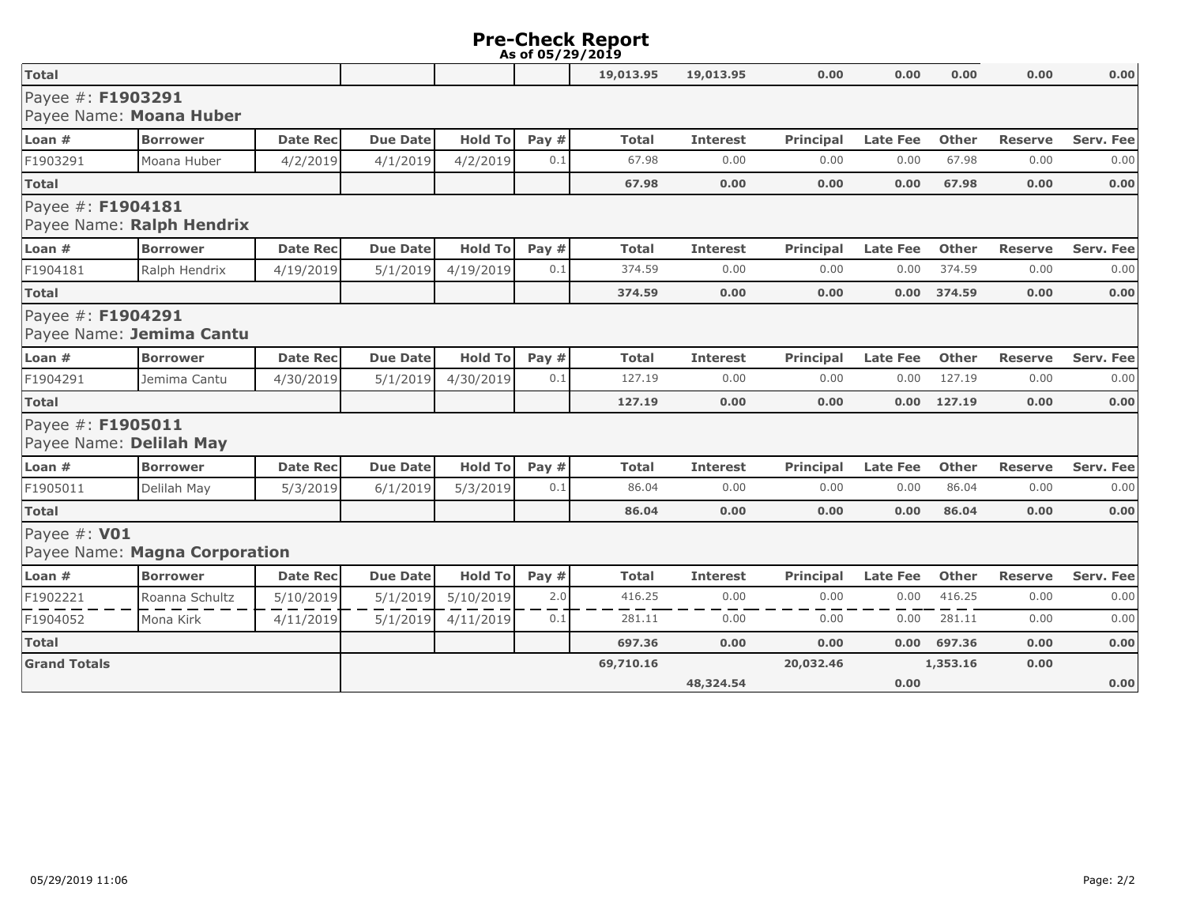# Pre-Check Report

**As of 05/29/2019**

| | | | | | | | | | | | | |
|---|---|---|---|---|---|---|---|---|---|---|---|---|
| **Total** | | | | | | **19,013.95** | **19,013.95** | **0.00** | **0.00** | **0.00** | **0.00** | **0.00** |

Payee #: **F1903291**
Payee Name: **Moana Huber**

| Loan # | Borrower | Date Rec | Due Date | Hold To | Pay # | Total | Interest | Principal | Late Fee | Other | Reserve | Serv. Fee |
|---|---|---|---|---|---|---|---|---|---|---|---|---|
| F1903291 | Moana Huber | 4/2/2019 | 4/1/2019 | 4/2/2019 | 0.1 | 67.98 | 0.00 | 0.00 | 0.00 | 67.98 | 0.00 | 0.00 |
| **Total** | | | | | | **67.98** | **0.00** | **0.00** | **0.00** | **67.98** | **0.00** | **0.00** |

Payee #: **F1904181**
Payee Name: **Ralph Hendrix**

| Loan # | Borrower | Date Rec | Due Date | Hold To | Pay # | Total | Interest | Principal | Late Fee | Other | Reserve | Serv. Fee |
|---|---|---|---|---|---|---|---|---|---|---|---|---|
| F1904181 | Ralph Hendrix | 4/19/2019 | 5/1/2019 | 4/19/2019 | 0.1 | 374.59 | 0.00 | 0.00 | 0.00 | 374.59 | 0.00 | 0.00 |
| **Total** | | | | | | **374.59** | **0.00** | **0.00** | **0.00** | **374.59** | **0.00** | **0.00** |

Payee #: **F1904291**
Payee Name: **Jemima Cantu**

| Loan # | Borrower | Date Rec | Due Date | Hold To | Pay # | Total | Interest | Principal | Late Fee | Other | Reserve | Serv. Fee |
|---|---|---|---|---|---|---|---|---|---|---|---|---|
| F1904291 | Jemima Cantu | 4/30/2019 | 5/1/2019 | 4/30/2019 | 0.1 | 127.19 | 0.00 | 0.00 | 0.00 | 127.19 | 0.00 | 0.00 |
| **Total** | | | | | | **127.19** | **0.00** | **0.00** | **0.00** | **127.19** | **0.00** | **0.00** |

Payee #: **F1905011**
Payee Name: **Delilah May**

| Loan # | Borrower | Date Rec | Due Date | Hold To | Pay # | Total | Interest | Principal | Late Fee | Other | Reserve | Serv. Fee |
|---|---|---|---|---|---|---|---|---|---|---|---|---|
| F1905011 | Delilah May | 5/3/2019 | 6/1/2019 | 5/3/2019 | 0.1 | 86.04 | 0.00 | 0.00 | 0.00 | 86.04 | 0.00 | 0.00 |
| **Total** | | | | | | **86.04** | **0.00** | **0.00** | **0.00** | **86.04** | **0.00** | **0.00** |

Payee #: **V01**
Payee Name: **Magna Corporation**

| Loan # | Borrower | Date Rec | Due Date | Hold To | Pay # | Total | Interest | Principal | Late Fee | Other | Reserve | Serv. Fee |
|---|---|---|---|---|---|---|---|---|---|---|---|---|
| F1902221 | Roanna Schultz | 5/10/2019 | 5/1/2019 | 5/10/2019 | 2.0 | 416.25 | 0.00 | 0.00 | 0.00 | 416.25 | 0.00 | 0.00 |
| F1904052 | Mona Kirk | 4/11/2019 | 5/1/2019 | 4/11/2019 | 0.1 | 281.11 | 0.00 | 0.00 | 0.00 | 281.11 | 0.00 | 0.00 |
| **Total** | | | | | | **697.36** | **0.00** | **0.00** | **0.00** | **697.36** | **0.00** | **0.00** |

| | | | | | | | | | | | | |
|---|---|---|---|---|---|---|---|---|---|---|---|---|
| **Grand Totals** | | | | | | **69,710.16** | | **20,032.46** | | **1,353.16** | **0.00** | |
| | | | | | | | **48,324.54** | | **0.00** | | | **0.00** |

05/29/2019 11:06